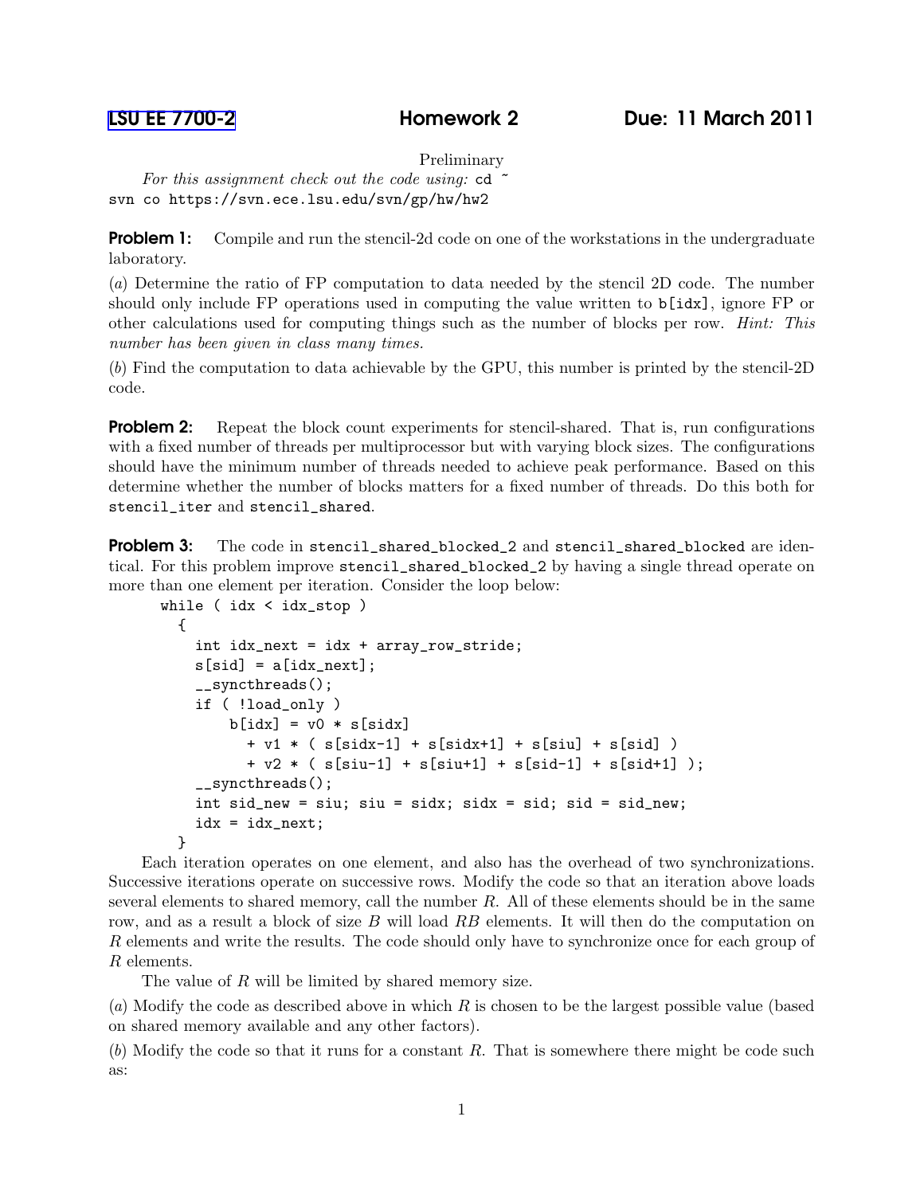# LSU EE 7700-2 &nbsp;&nbsp;&nbsp; Homework 2 &nbsp;&nbsp;&nbsp; Due: 11 March 2011

Preliminary

*For this assignment check out the code using:* `cd ~`
`svn co https://svn.ece.lsu.edu/svn/gp/hw/hw2`

**Problem 1:** Compile and run the stencil-2d code on one of the workstations in the undergraduate laboratory.

(*a*) Determine the ratio of FP computation to data needed by the stencil 2D code. The number should only include FP operations used in computing the value written to `b[idx]`, ignore FP or other calculations used for computing things such as the number of blocks per row. *Hint: This number has been given in class many times.*

(*b*) Find the computation to data achievable by the GPU, this number is printed by the stencil-2D code.

**Problem 2:** Repeat the block count experiments for stencil-shared. That is, run configurations with a fixed number of threads per multiprocessor but with varying block sizes. The configurations should have the minimum number of threads needed to achieve peak performance. Based on this determine whether the number of blocks matters for a fixed number of threads. Do this both for `stencil_iter` and `stencil_shared`.

**Problem 3:** The code in `stencil_shared_blocked_2` and `stencil_shared_blocked` are identical. For this problem improve `stencil_shared_blocked_2` by having a single thread operate on more than one element per iteration. Consider the loop below:

```
while ( idx < idx_stop )
  {
    int idx_next = idx + array_row_stride;
    s[sid] = a[idx_next];
    __syncthreads();
    if ( !load_only )
        b[idx] = v0 * s[sidx]
          + v1 * ( s[sidx-1] + s[sidx+1] + s[siu] + s[sid] )
          + v2 * ( s[siu-1] + s[siu+1] + s[sid-1] + s[sid+1] );
    __syncthreads();
    int sid_new = siu; siu = sidx; sidx = sid; sid = sid_new;
    idx = idx_next;
  }
```

Each iteration operates on one element, and also has the overhead of two synchronizations. Successive iterations operate on successive rows. Modify the code so that an iteration above loads several elements to shared memory, call the number $R$. All of these elements should be in the same row, and as a result a block of size $B$ will load $RB$ elements. It will then do the computation on $R$ elements and write the results. The code should only have to synchronize once for each group of $R$ elements.

The value of $R$ will be limited by shared memory size.

(*a*) Modify the code as described above in which $R$ is chosen to be the largest possible value (based on shared memory available and any other factors).

(*b*) Modify the code so that it runs for a constant $R$. That is somewhere there might be code such as: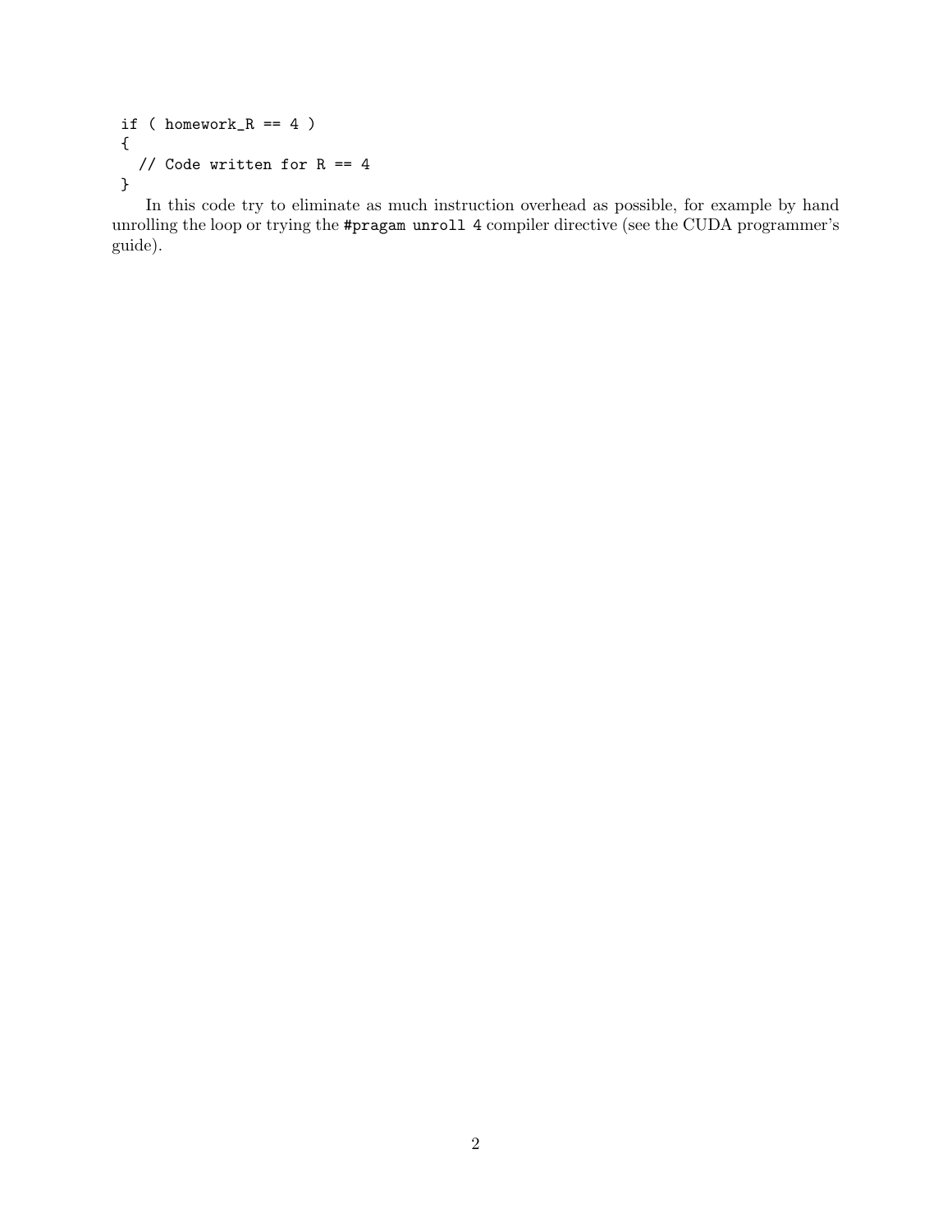```
if ( homework_R == 4 )
{
  // Code written for R == 4
}
```

In this code try to eliminate as much instruction overhead as possible, for example by hand unrolling the loop or trying the `#pragam unroll 4` compiler directive (see the CUDA programmer's guide).